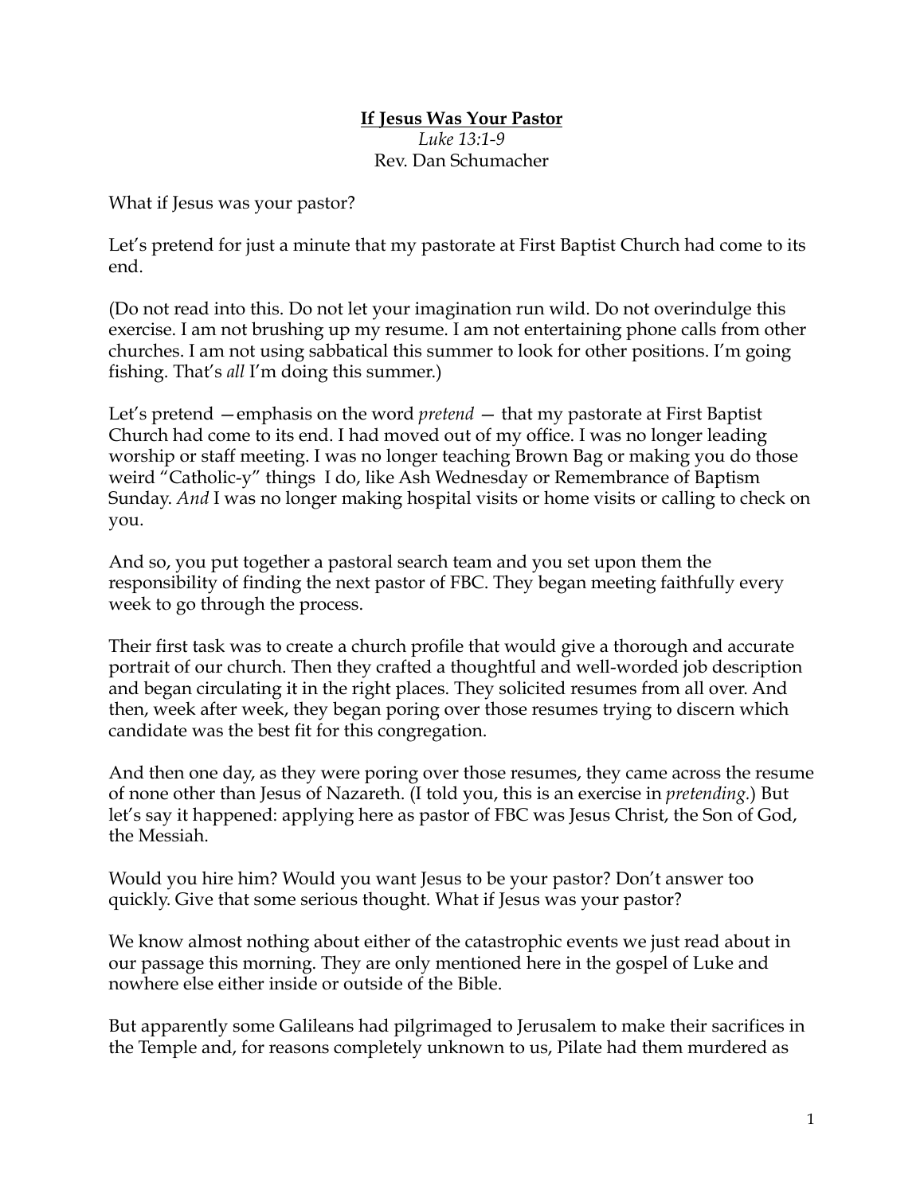**If Jesus Was Your Pastor**

*Luke 13:1-9*

Rev. Dan Schumacher

What if Jesus was your pastor?

Let's pretend for just a minute that my pastorate at First Baptist Church had come to its end.

(Do not read into this. Do not let your imagination run wild. Do not overindulge this exercise. I am not brushing up my resume. I am not entertaining phone calls from other churches. I am not using sabbatical this summer to look for other positions. I'm going fishing. That's *all* I'm doing this summer.)

Let's pretend —emphasis on the word *pretend* — that my pastorate at First Baptist Church had come to its end. I had moved out of my office. I was no longer leading worship or staff meeting. I was no longer teaching Brown Bag or making you do those weird "Catholic-y" things I do, like Ash Wednesday or Remembrance of Baptism Sunday. *And* I was no longer making hospital visits or home visits or calling to check on you.

And so, you put together a pastoral search team and you set upon them the responsibility of finding the next pastor of FBC. They began meeting faithfully every week to go through the process.

Their first task was to create a church profile that would give a thorough and accurate portrait of our church. Then they crafted a thoughtful and well-worded job description and began circulating it in the right places. They solicited resumes from all over. And then, week after week, they began poring over those resumes trying to discern which candidate was the best fit for this congregation.

And then one day, as they were poring over those resumes, they came across the resume of none other than Jesus of Nazareth. (I told you, this is an exercise in *pretending*.) But let's say it happened: applying here as pastor of FBC was Jesus Christ, the Son of God, the Messiah.

Would you hire him? Would you want Jesus to be your pastor? Don't answer too quickly. Give that some serious thought. What if Jesus was your pastor?

We know almost nothing about either of the catastrophic events we just read about in our passage this morning. They are only mentioned here in the gospel of Luke and nowhere else either inside or outside of the Bible.

But apparently some Galileans had pilgrimaged to Jerusalem to make their sacrifices in the Temple and, for reasons completely unknown to us, Pilate had them murdered as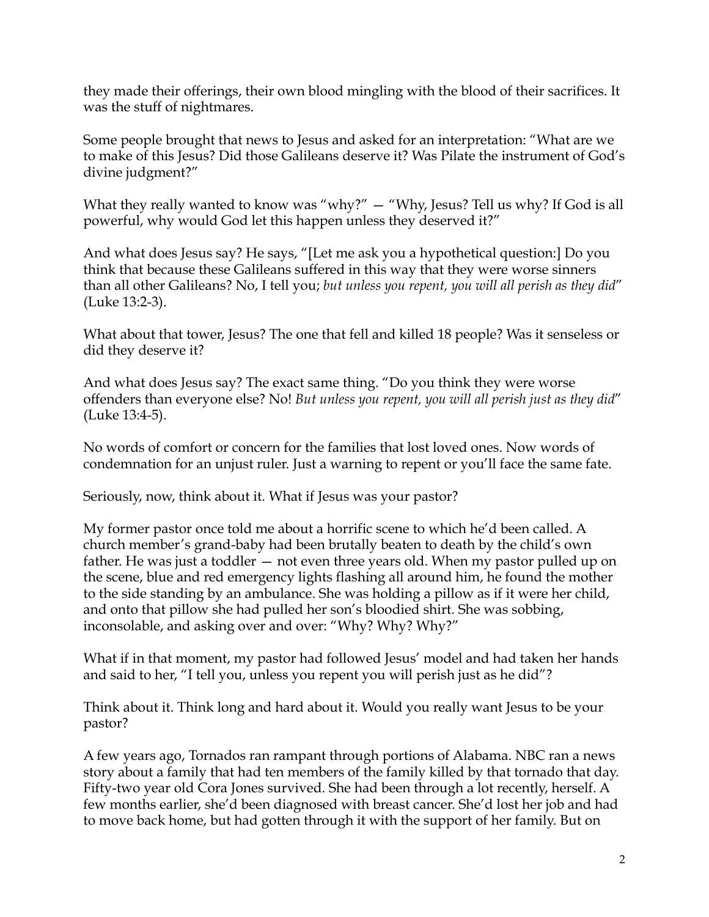they made their offerings, their own blood mingling with the blood of their sacrifices. It was the stuff of nightmares.

Some people brought that news to Jesus and asked for an interpretation: "What are we to make of this Jesus? Did those Galileans deserve it? Was Pilate the instrument of God's divine judgment?"

What they really wanted to know was "why?" — "Why, Jesus? Tell us why? If God is all powerful, why would God let this happen unless they deserved it?"

And what does Jesus say? He says, "[Let me ask you a hypothetical question:] Do you think that because these Galileans suffered in this way that they were worse sinners than all other Galileans? No, I tell you; *but unless you repent, you will all perish as they did*" (Luke 13:2-3).

What about that tower, Jesus? The one that fell and killed 18 people? Was it senseless or did they deserve it?

And what does Jesus say? The exact same thing. "Do you think they were worse offenders than everyone else? No! *But unless you repent, you will all perish just as they did*" (Luke 13:4-5).

No words of comfort or concern for the families that lost loved ones. Now words of condemnation for an unjust ruler. Just a warning to repent or you'll face the same fate.

Seriously, now, think about it. What if Jesus was your pastor?

My former pastor once told me about a horrific scene to which he'd been called. A church member's grand-baby had been brutally beaten to death by the child's own father. He was just a toddler — not even three years old. When my pastor pulled up on the scene, blue and red emergency lights flashing all around him, he found the mother to the side standing by an ambulance. She was holding a pillow as if it were her child, and onto that pillow she had pulled her son's bloodied shirt. She was sobbing, inconsolable, and asking over and over: "Why? Why? Why?"

What if in that moment, my pastor had followed Jesus' model and had taken her hands and said to her, "I tell you, unless you repent you will perish just as he did"?

Think about it. Think long and hard about it. Would you really want Jesus to be your pastor?

A few years ago, Tornados ran rampant through portions of Alabama. NBC ran a news story about a family that had ten members of the family killed by that tornado that day. Fifty-two year old Cora Jones survived. She had been through a lot recently, herself. A few months earlier, she'd been diagnosed with breast cancer. She'd lost her job and had to move back home, but had gotten through it with the support of her family. But on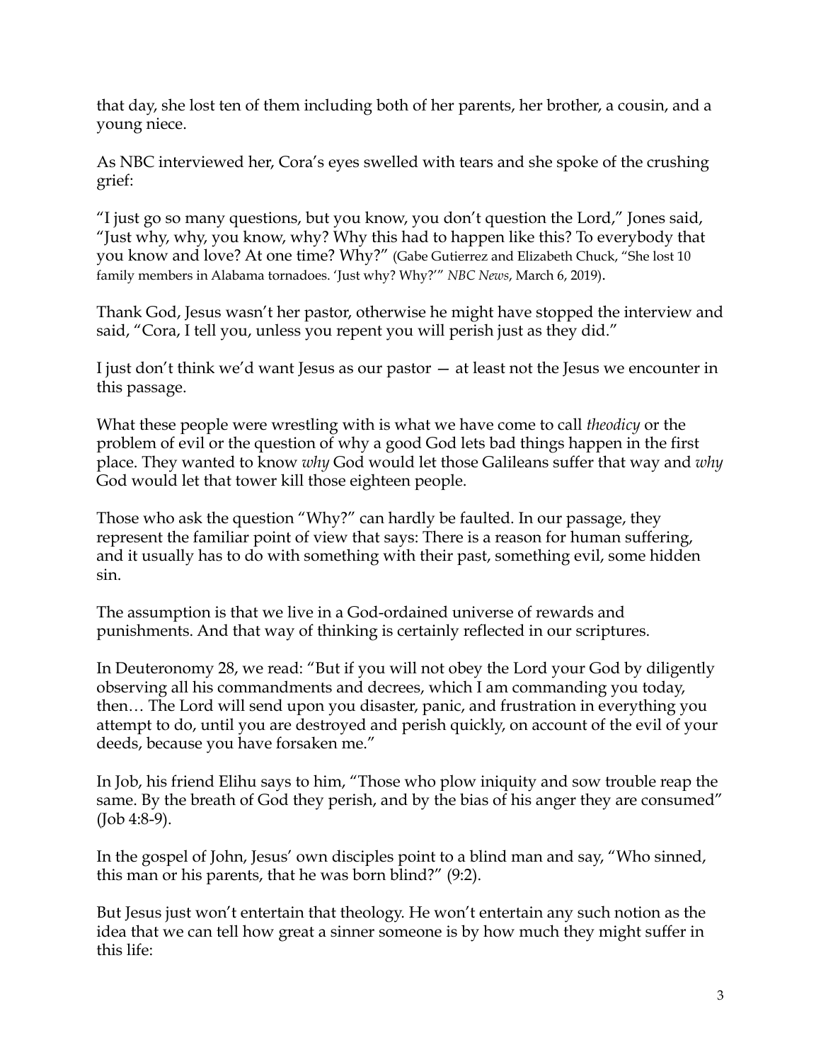that day, she lost ten of them including both of her parents, her brother, a cousin, and a young niece.

As NBC interviewed her, Cora's eyes swelled with tears and she spoke of the crushing grief:

"I just go so many questions, but you know, you don't question the Lord," Jones said, "Just why, why, you know, why? Why this had to happen like this? To everybody that you know and love? At one time? Why?" (Gabe Gutierrez and Elizabeth Chuck, "She lost 10 family members in Alabama tornadoes. 'Just why? Why?'" *NBC News*, March 6, 2019).

Thank God, Jesus wasn't her pastor, otherwise he might have stopped the interview and said, "Cora, I tell you, unless you repent you will perish just as they did."

I just don't think we'd want Jesus as our pastor — at least not the Jesus we encounter in this passage.

What these people were wrestling with is what we have come to call *theodicy* or the problem of evil or the question of why a good God lets bad things happen in the first place. They wanted to know *why* God would let those Galileans suffer that way and *why* God would let that tower kill those eighteen people.

Those who ask the question "Why?" can hardly be faulted. In our passage, they represent the familiar point of view that says: There is a reason for human suffering, and it usually has to do with something with their past, something evil, some hidden sin.

The assumption is that we live in a God-ordained universe of rewards and punishments. And that way of thinking is certainly reflected in our scriptures.

In Deuteronomy 28, we read: "But if you will not obey the Lord your God by diligently observing all his commandments and decrees, which I am commanding you today, then… The Lord will send upon you disaster, panic, and frustration in everything you attempt to do, until you are destroyed and perish quickly, on account of the evil of your deeds, because you have forsaken me."

In Job, his friend Elihu says to him, "Those who plow iniquity and sow trouble reap the same. By the breath of God they perish, and by the bias of his anger they are consumed" (Job 4:8-9).

In the gospel of John, Jesus' own disciples point to a blind man and say, "Who sinned, this man or his parents, that he was born blind?" (9:2).

But Jesus just won't entertain that theology. He won't entertain any such notion as the idea that we can tell how great a sinner someone is by how much they might suffer in this life: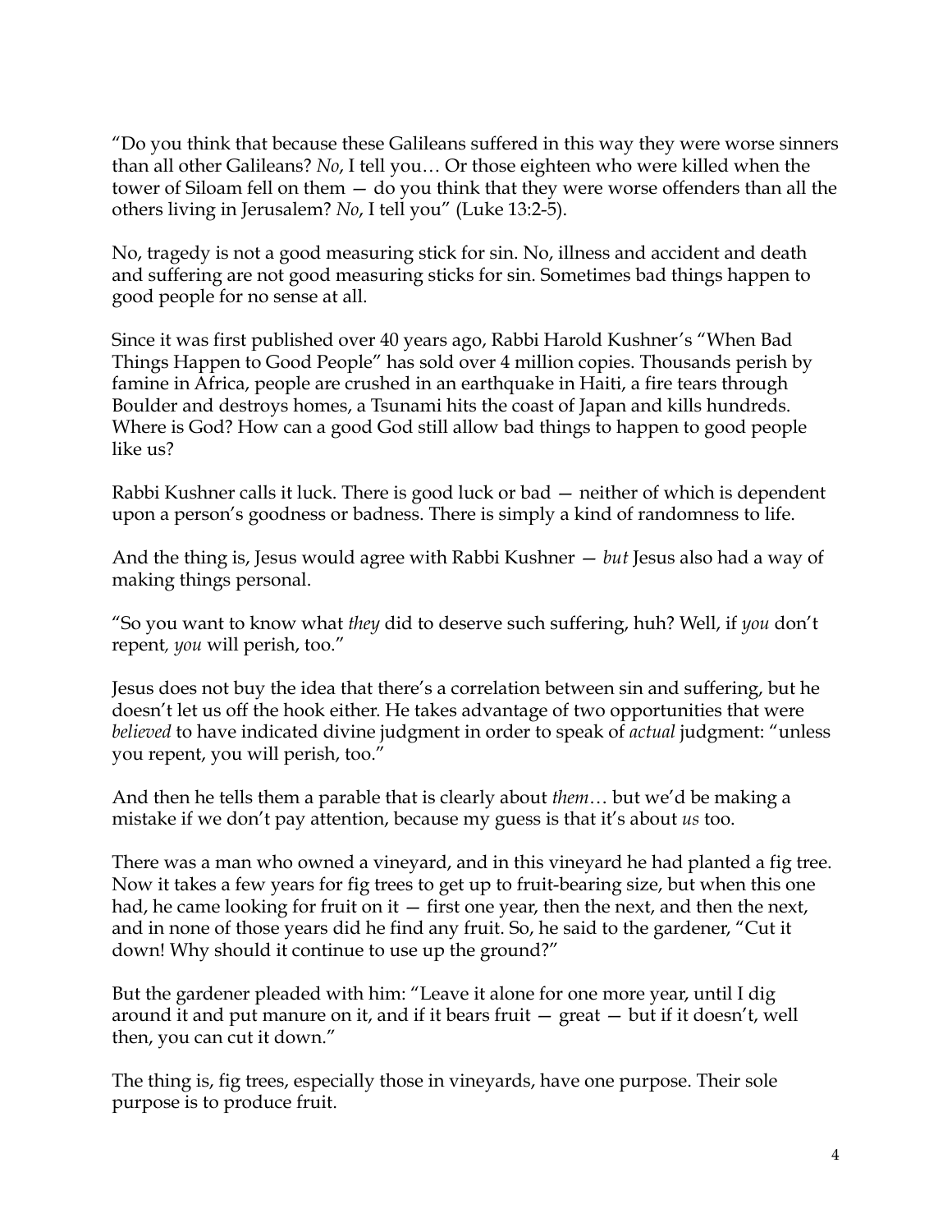"Do you think that because these Galileans suffered in this way they were worse sinners than all other Galileans? *No*, I tell you… Or those eighteen who were killed when the tower of Siloam fell on them — do you think that they were worse offenders than all the others living in Jerusalem? *No*, I tell you" (Luke 13:2-5).

No, tragedy is not a good measuring stick for sin. No, illness and accident and death and suffering are not good measuring sticks for sin. Sometimes bad things happen to good people for no sense at all.

Since it was first published over 40 years ago, Rabbi Harold Kushner's "When Bad Things Happen to Good People" has sold over 4 million copies. Thousands perish by famine in Africa, people are crushed in an earthquake in Haiti, a fire tears through Boulder and destroys homes, a Tsunami hits the coast of Japan and kills hundreds. Where is God? How can a good God still allow bad things to happen to good people like us?

Rabbi Kushner calls it luck. There is good luck or bad — neither of which is dependent upon a person's goodness or badness. There is simply a kind of randomness to life.

And the thing is, Jesus would agree with Rabbi Kushner — *but* Jesus also had a way of making things personal.

"So you want to know what *they* did to deserve such suffering, huh? Well, if *you* don't repent, *you* will perish, too."

Jesus does not buy the idea that there's a correlation between sin and suffering, but he doesn't let us off the hook either. He takes advantage of two opportunities that were *believed* to have indicated divine judgment in order to speak of *actual* judgment: "unless you repent, you will perish, too."

And then he tells them a parable that is clearly about *them*… but we'd be making a mistake if we don't pay attention, because my guess is that it's about *us* too.

There was a man who owned a vineyard, and in this vineyard he had planted a fig tree. Now it takes a few years for fig trees to get up to fruit-bearing size, but when this one had, he came looking for fruit on it — first one year, then the next, and then the next, and in none of those years did he find any fruit. So, he said to the gardener, "Cut it down! Why should it continue to use up the ground?"

But the gardener pleaded with him: "Leave it alone for one more year, until I dig around it and put manure on it, and if it bears fruit — great — but if it doesn't, well then, you can cut it down."

The thing is, fig trees, especially those in vineyards, have one purpose. Their sole purpose is to produce fruit.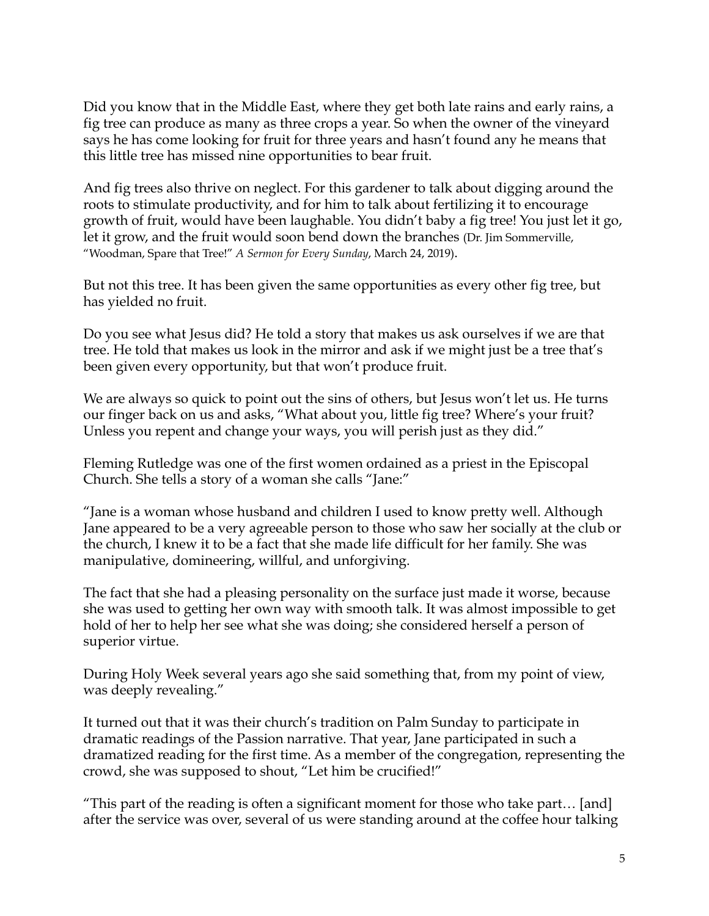Did you know that in the Middle East, where they get both late rains and early rains, a fig tree can produce as many as three crops a year. So when the owner of the vineyard says he has come looking for fruit for three years and hasn't found any he means that this little tree has missed nine opportunities to bear fruit.

And fig trees also thrive on neglect. For this gardener to talk about digging around the roots to stimulate productivity, and for him to talk about fertilizing it to encourage growth of fruit, would have been laughable. You didn't baby a fig tree! You just let it go, let it grow, and the fruit would soon bend down the branches (Dr. Jim Sommerville, "Woodman, Spare that Tree!" *A Sermon for Every Sunday*, March 24, 2019).

But not this tree. It has been given the same opportunities as every other fig tree, but has yielded no fruit.

Do you see what Jesus did? He told a story that makes us ask ourselves if we are that tree. He told that makes us look in the mirror and ask if we might just be a tree that's been given every opportunity, but that won't produce fruit.

We are always so quick to point out the sins of others, but Jesus won't let us. He turns our finger back on us and asks, "What about you, little fig tree? Where's your fruit? Unless you repent and change your ways, you will perish just as they did."

Fleming Rutledge was one of the first women ordained as a priest in the Episcopal Church. She tells a story of a woman she calls "Jane:"

"Jane is a woman whose husband and children I used to know pretty well. Although Jane appeared to be a very agreeable person to those who saw her socially at the club or the church, I knew it to be a fact that she made life difficult for her family. She was manipulative, domineering, willful, and unforgiving.

The fact that she had a pleasing personality on the surface just made it worse, because she was used to getting her own way with smooth talk. It was almost impossible to get hold of her to help her see what she was doing; she considered herself a person of superior virtue.

During Holy Week several years ago she said something that, from my point of view, was deeply revealing."

It turned out that it was their church's tradition on Palm Sunday to participate in dramatic readings of the Passion narrative. That year, Jane participated in such a dramatized reading for the first time. As a member of the congregation, representing the crowd, she was supposed to shout, "Let him be crucified!"

"This part of the reading is often a significant moment for those who take part… [and] after the service was over, several of us were standing around at the coffee hour talking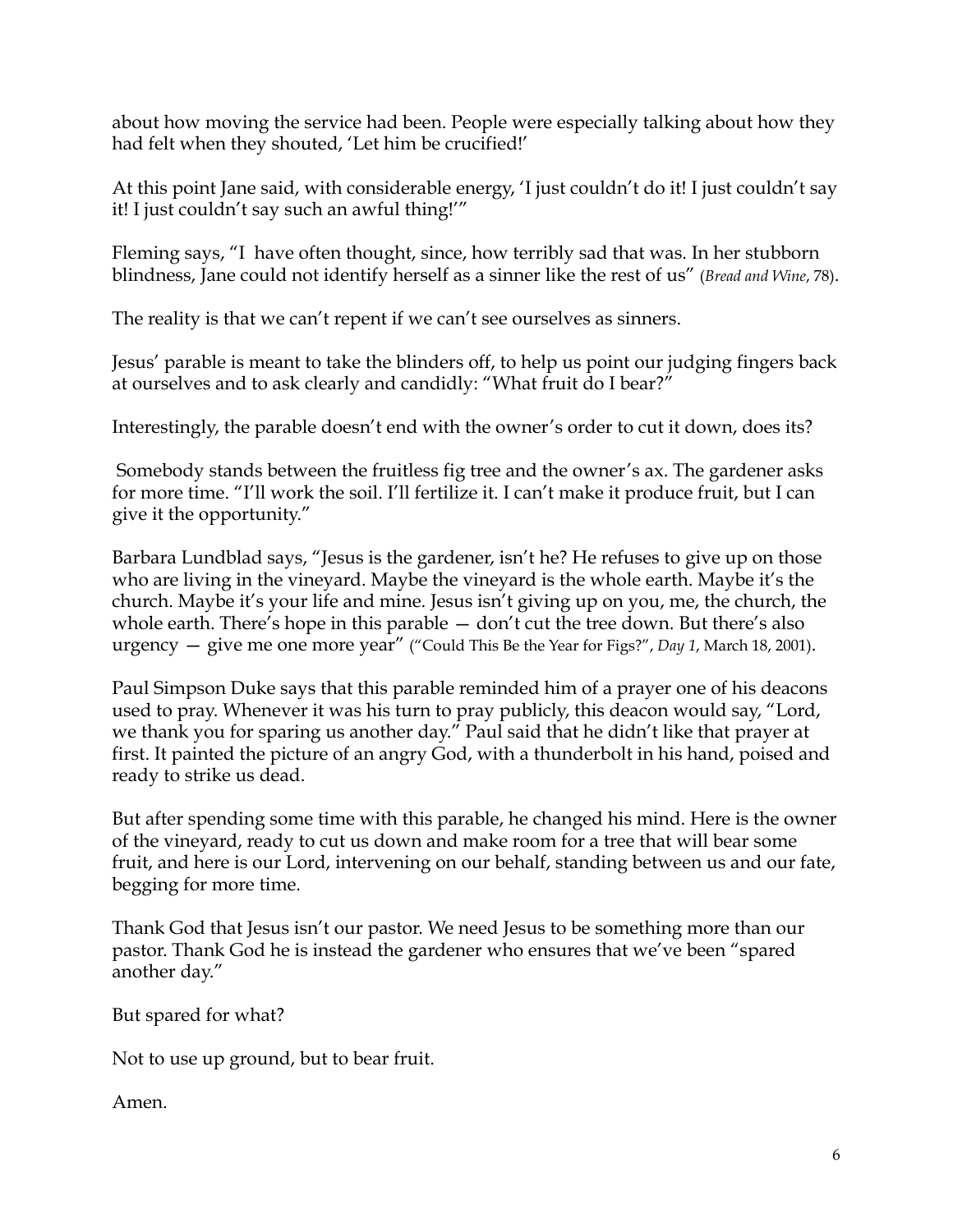about how moving the service had been. People were especially talking about how they had felt when they shouted, 'Let him be crucified!'

At this point Jane said, with considerable energy, 'I just couldn't do it! I just couldn't say it! I just couldn't say such an awful thing!'"

Fleming says, "I have often thought, since, how terribly sad that was. In her stubborn blindness, Jane could not identify herself as a sinner like the rest of us" (*Bread and Wine*, 78).

The reality is that we can't repent if we can't see ourselves as sinners.

Jesus' parable is meant to take the blinders off, to help us point our judging fingers back at ourselves and to ask clearly and candidly: "What fruit do I bear?"

Interestingly, the parable doesn't end with the owner's order to cut it down, does its?

Somebody stands between the fruitless fig tree and the owner's ax. The gardener asks for more time. "I'll work the soil. I'll fertilize it. I can't make it produce fruit, but I can give it the opportunity."

Barbara Lundblad says, "Jesus is the gardener, isn't he? He refuses to give up on those who are living in the vineyard. Maybe the vineyard is the whole earth. Maybe it's the church. Maybe it's your life and mine. Jesus isn't giving up on you, me, the church, the whole earth. There's hope in this parable — don't cut the tree down. But there's also urgency — give me one more year" ("Could This Be the Year for Figs?", *Day 1*, March 18, 2001).

Paul Simpson Duke says that this parable reminded him of a prayer one of his deacons used to pray. Whenever it was his turn to pray publicly, this deacon would say, "Lord, we thank you for sparing us another day." Paul said that he didn't like that prayer at first. It painted the picture of an angry God, with a thunderbolt in his hand, poised and ready to strike us dead.

But after spending some time with this parable, he changed his mind. Here is the owner of the vineyard, ready to cut us down and make room for a tree that will bear some fruit, and here is our Lord, intervening on our behalf, standing between us and our fate, begging for more time.

Thank God that Jesus isn't our pastor. We need Jesus to be something more than our pastor. Thank God he is instead the gardener who ensures that we've been "spared another day."

But spared for what?

Not to use up ground, but to bear fruit.

Amen.